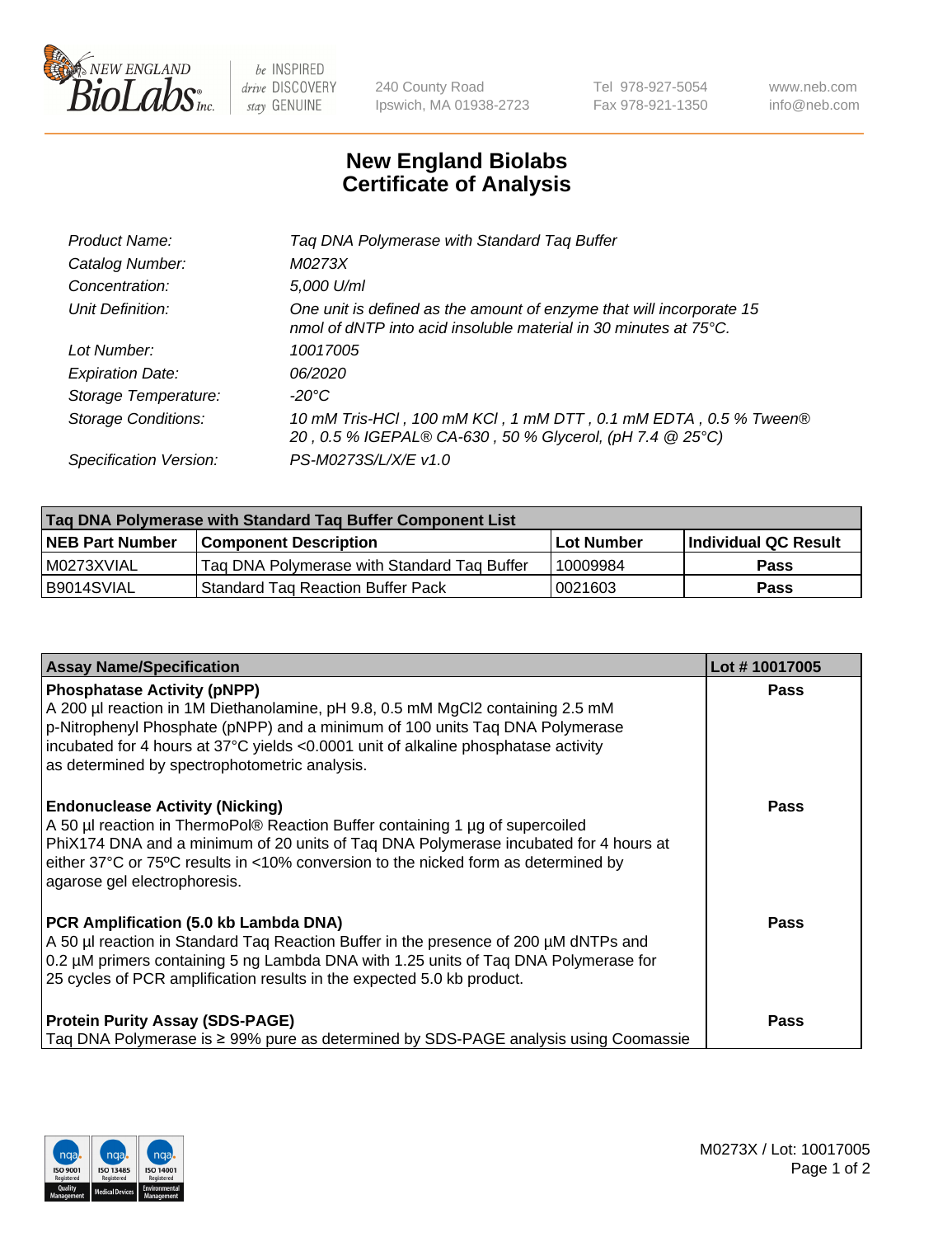# New England Biolabs Certificate of Analysis

| | |
|---|---|
| Product Name: | Taq DNA Polymerase with Standard Taq Buffer |
| Catalog Number: | M0273X |
| Concentration: | 5,000 U/ml |
| Unit Definition: | One unit is defined as the amount of enzyme that will incorporate 15 nmol of dNTP into acid insoluble material in 30 minutes at 75°C. |
| Lot Number: | 10017005 |
| Expiration Date: | 06/2020 |
| Storage Temperature: | -20°C |
| Storage Conditions: | 10 mM Tris-HCl , 100 mM KCl , 1 mM DTT , 0.1 mM EDTA , 0.5 % Tween® 20 , 0.5 % IGEPAL® CA-630 , 50 % Glycerol, (pH 7.4 @ 25°C) |
| Specification Version: | PS-M0273S/L/X/E v1.0 |

| Taq DNA Polymerase with Standard Taq Buffer Component List | | | |
|---|---|---|---|
| **NEB Part Number** | **Component Description** | **Lot Number** | **Individual QC Result** |
| M0273XVIAL | Taq DNA Polymerase with Standard Taq Buffer | 10009984 | Pass |
| B9014SVIAL | Standard Taq Reaction Buffer Pack | 0021603 | Pass |

| Assay Name/Specification | Lot # 10017005 |
|---|---|
| **Phosphatase Activity (pNPP)** A 200 µl reaction in 1M Diethanolamine, pH 9.8, 0.5 mM $MgCl_2$ containing 2.5 mM p-Nitrophenyl Phosphate (pNPP) and a minimum of 100 units Taq DNA Polymerase incubated for 4 hours at 37°C yields <0.0001 unit of alkaline phosphatase activity as determined by spectrophotometric analysis. | Pass |
| **Endonuclease Activity (Nicking)** A 50 µl reaction in ThermoPol® Reaction Buffer containing 1 µg of supercoiled PhiX174 DNA and a minimum of 20 units of Taq DNA Polymerase incubated for 4 hours at either 37°C or 75ºC results in <10% conversion to the nicked form as determined by agarose gel electrophoresis. | Pass |
| **PCR Amplification (5.0 kb Lambda DNA)** A 50 µl reaction in Standard Taq Reaction Buffer in the presence of 200 µM dNTPs and 0.2 µM primers containing 5 ng Lambda DNA with 1.25 units of Taq DNA Polymerase for 25 cycles of PCR amplification results in the expected 5.0 kb product. | Pass |
| **Protein Purity Assay (SDS-PAGE)** Taq DNA Polymerase is ≥ 99% pure as determined by SDS-PAGE analysis using Coomassie | Pass |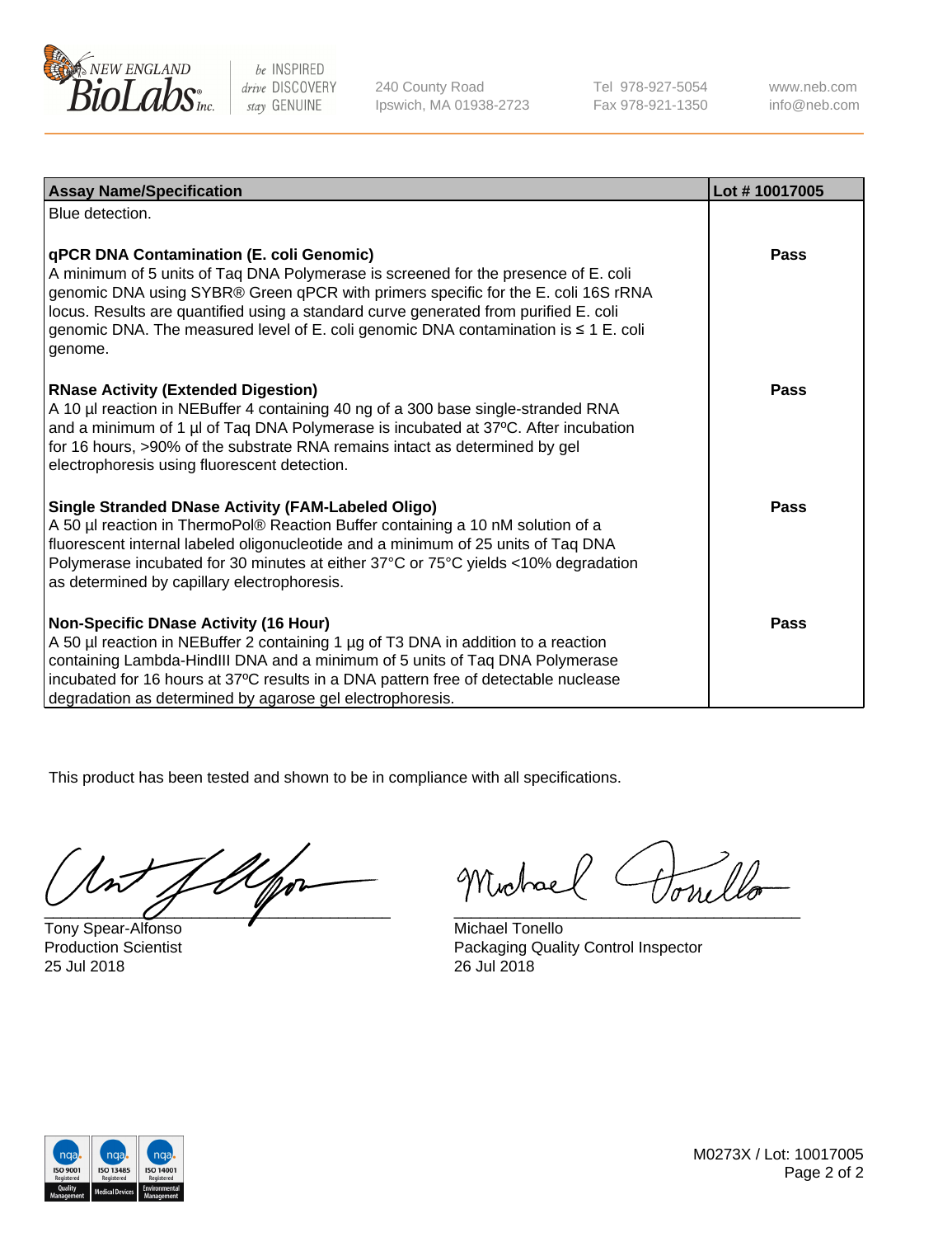240 County Road
Ipswich, MA 01938-2723

Tel 978-927-5054
Fax 978-921-1350

www.neb.com
info@neb.com

| Assay Name/Specification | Lot # 10017005 |
|---|---|
| Blue detection. | |
| **qPCR DNA Contamination (E. coli Genomic)**<br>A minimum of 5 units of Taq DNA Polymerase is screened for the presence of E. coli genomic DNA using SYBR® Green qPCR with primers specific for the E. coli 16S rRNA locus. Results are quantified using a standard curve generated from purified E. coli genomic DNA. The measured level of E. coli genomic DNA contamination is ≤ 1 E. coli genome. | **Pass** |
| **RNase Activity (Extended Digestion)**<br>A 10 µl reaction in NEBuffer 4 containing 40 ng of a 300 base single-stranded RNA and a minimum of 1 µl of Taq DNA Polymerase is incubated at 37ºC. After incubation for 16 hours, >90% of the substrate RNA remains intact as determined by gel electrophoresis using fluorescent detection. | **Pass** |
| **Single Stranded DNase Activity (FAM-Labeled Oligo)**<br>A 50 µl reaction in ThermoPol® Reaction Buffer containing a 10 nM solution of a fluorescent internal labeled oligonucleotide and a minimum of 25 units of Taq DNA Polymerase incubated for 30 minutes at either 37°C or 75°C yields <10% degradation as determined by capillary electrophoresis. | **Pass** |
| **Non-Specific DNase Activity (16 Hour)**<br>A 50 µl reaction in NEBuffer 2 containing 1 µg of T3 DNA in addition to a reaction containing Lambda-HindIII DNA and a minimum of 5 units of Taq DNA Polymerase incubated for 16 hours at 37ºC results in a DNA pattern free of detectable nuclease degradation as determined by agarose gel electrophoresis. | **Pass** |

This product has been tested and shown to be in compliance with all specifications.

Tony Spear-Alfonso
Production Scientist
25 Jul 2018

Michael Tonello
Packaging Quality Control Inspector
26 Jul 2018

M0273X / Lot: 10017005